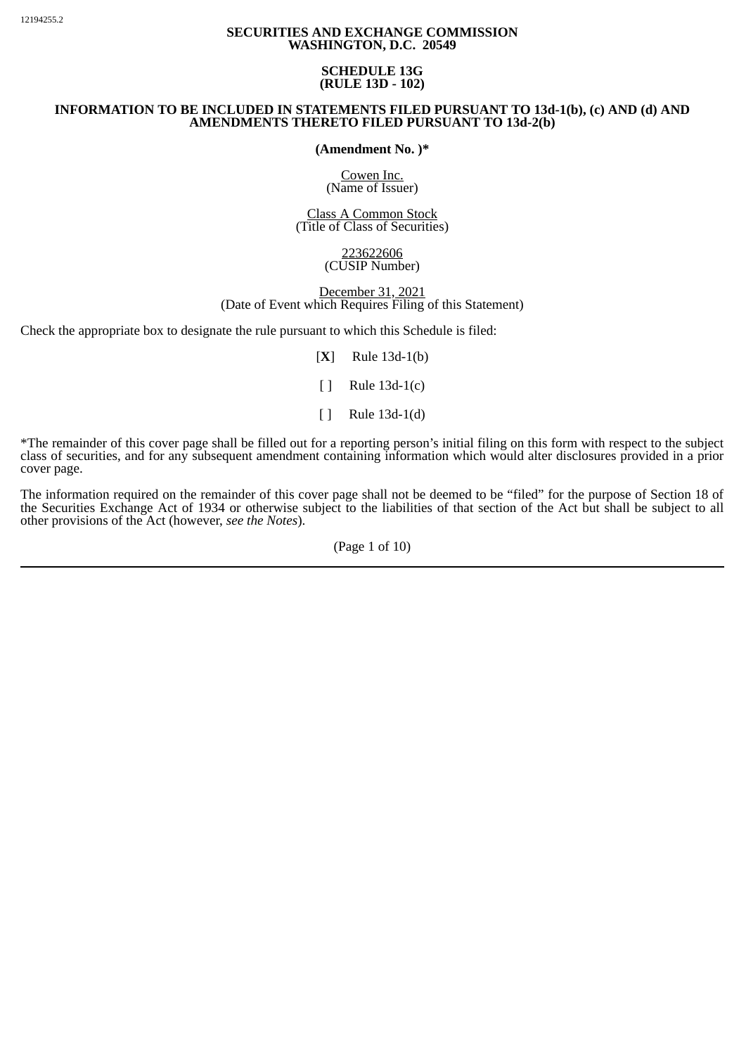12194255.2

**SECURITIES AND EXCHANGE COMMISSION**
**WASHINGTON, D.C. 20549**

**SCHEDULE 13G**
**(RULE 13D - 102)**

**INFORMATION TO BE INCLUDED IN STATEMENTS FILED PURSUANT TO 13d-1(b), (c) AND (d) AND AMENDMENTS THERETO FILED PURSUANT TO 13d-2(b)**

**(Amendment No. )***

Cowen Inc.
(Name of Issuer)

Class A Common Stock
(Title of Class of Securities)

223622606
(CUSIP Number)

December 31, 2021
(Date of Event which Requires Filing of this Statement)

Check the appropriate box to designate the rule pursuant to which this Schedule is filed:

[**X**] Rule 13d-1(b)

[ ] Rule 13d-1(c)

[ ] Rule 13d-1(d)

*The remainder of this cover page shall be filled out for a reporting person's initial filing on this form with respect to the subject class of securities, and for any subsequent amendment containing information which would alter disclosures provided in a prior cover page.

The information required on the remainder of this cover page shall not be deemed to be "filed" for the purpose of Section 18 of the Securities Exchange Act of 1934 or otherwise subject to the liabilities of that section of the Act but shall be subject to all other provisions of the Act (however, *see the Notes*).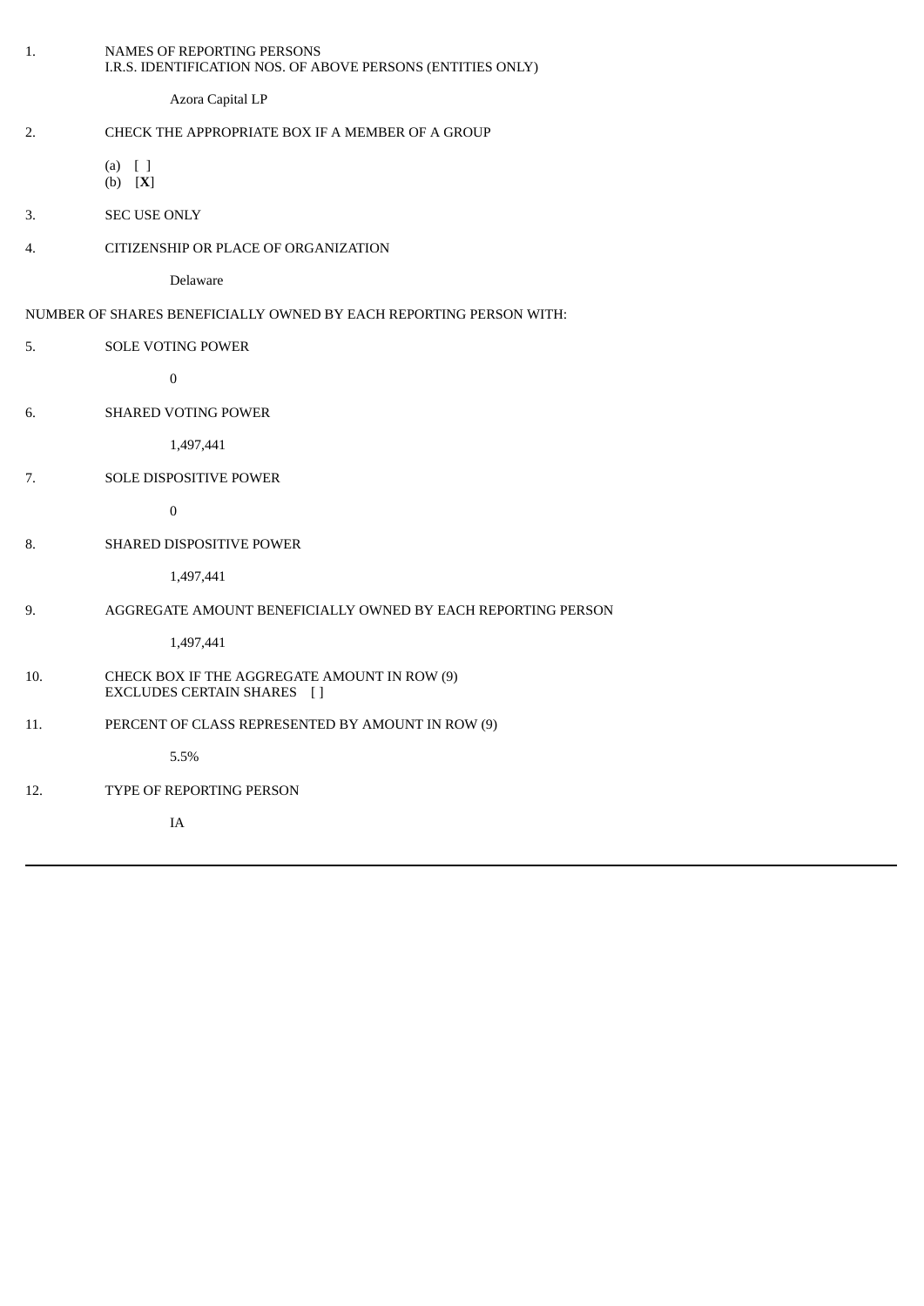1. NAMES OF REPORTING PERSONS
   I.R.S. IDENTIFICATION NOS. OF ABOVE PERSONS (ENTITIES ONLY)

   Azora Capital LP

2. CHECK THE APPROPRIATE BOX IF A MEMBER OF A GROUP

   (a) [ ]
   (b) [**X**]

3. SEC USE ONLY

4. CITIZENSHIP OR PLACE OF ORGANIZATION

   Delaware

NUMBER OF SHARES BENEFICIALLY OWNED BY EACH REPORTING PERSON WITH:

5. SOLE VOTING POWER

   0

6. SHARED VOTING POWER

   1,497,441

7. SOLE DISPOSITIVE POWER

   0

8. SHARED DISPOSITIVE POWER

   1,497,441

9. AGGREGATE AMOUNT BENEFICIALLY OWNED BY EACH REPORTING PERSON

   1,497,441

10. CHECK BOX IF THE AGGREGATE AMOUNT IN ROW (9)
    EXCLUDES CERTAIN SHARES [ ]

11. PERCENT OF CLASS REPRESENTED BY AMOUNT IN ROW (9)

    5.5%

12. TYPE OF REPORTING PERSON

    IA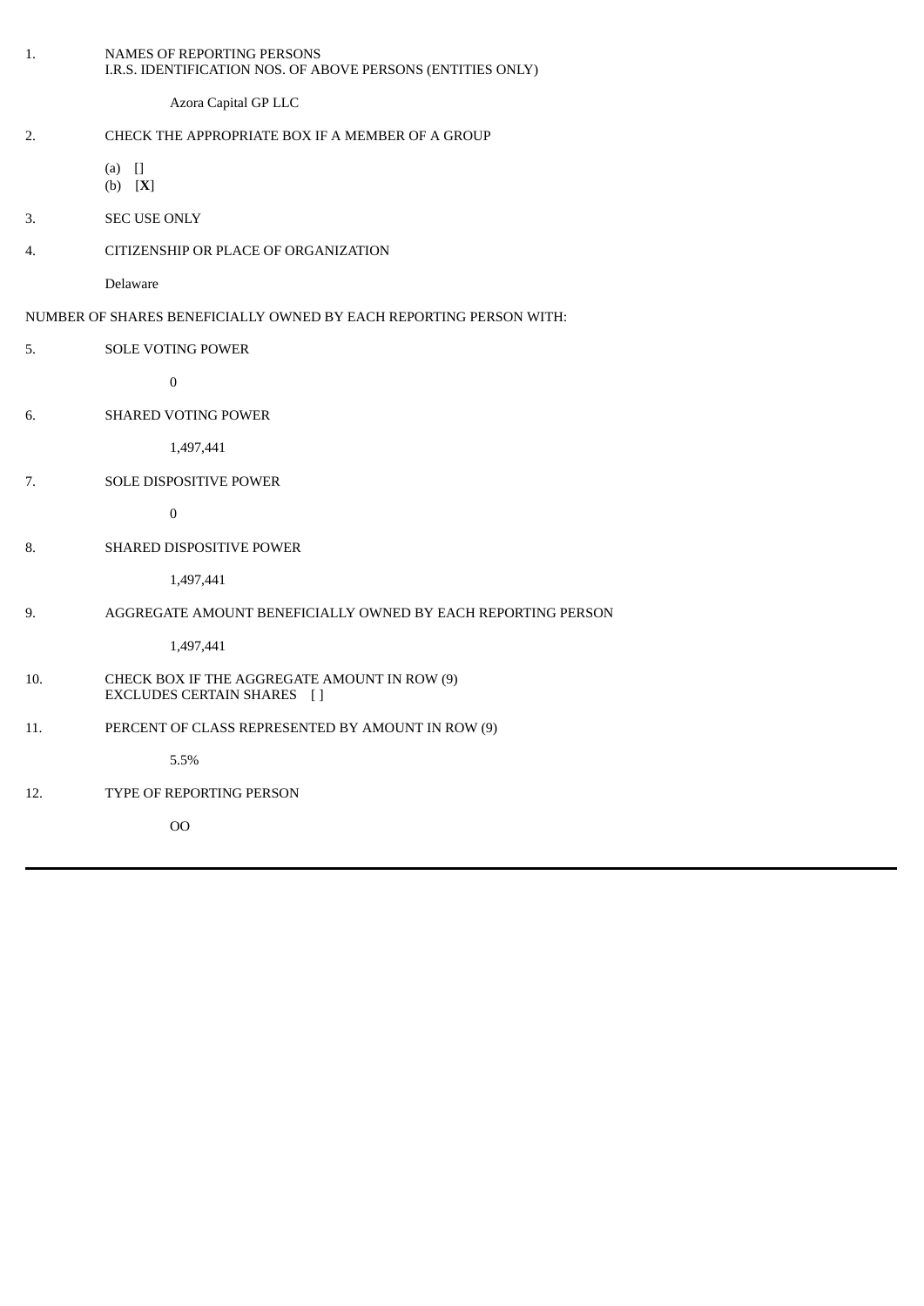| | |
|---|---|
| 1. | NAMES OF REPORTING PERSONS<br>I.R.S. IDENTIFICATION NOS. OF ABOVE PERSONS (ENTITIES ONLY)<br><br>Azora Capital GP LLC |
| 2. | CHECK THE APPROPRIATE BOX IF A MEMBER OF A GROUP<br><br>(a) []<br>(b) [**X**] |
| 3. | SEC USE ONLY |
| 4. | CITIZENSHIP OR PLACE OF ORGANIZATION<br><br>Delaware |

NUMBER OF SHARES BENEFICIALLY OWNED BY EACH REPORTING PERSON WITH:

| | |
|---|---|
| 5. | SOLE VOTING POWER<br><br>0 |
| 6. | SHARED VOTING POWER<br><br>1,497,441 |
| 7. | SOLE DISPOSITIVE POWER<br><br>0 |
| 8. | SHARED DISPOSITIVE POWER<br><br>1,497,441 |
| 9. | AGGREGATE AMOUNT BENEFICIALLY OWNED BY EACH REPORTING PERSON<br><br>1,497,441 |
| 10. | CHECK BOX IF THE AGGREGATE AMOUNT IN ROW (9)<br>EXCLUDES CERTAIN SHARES [ ] |
| 11. | PERCENT OF CLASS REPRESENTED BY AMOUNT IN ROW (9)<br><br>5.5% |
| 12. | TYPE OF REPORTING PERSON<br><br>OO |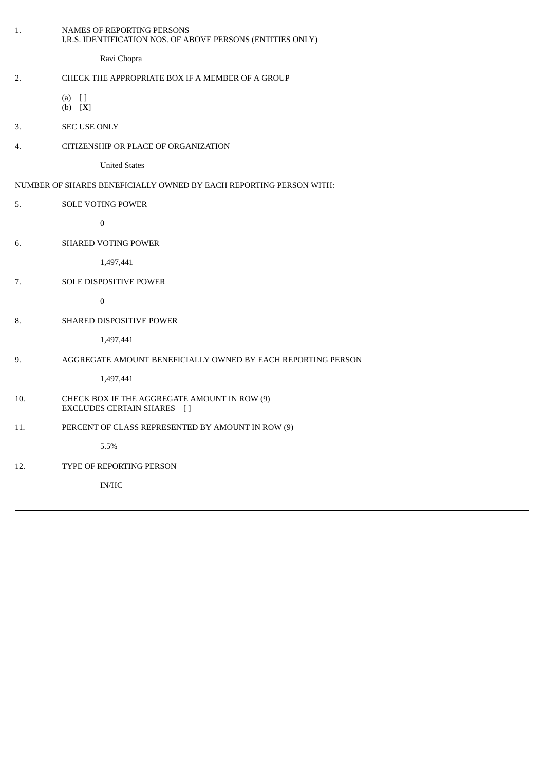1. NAMES OF REPORTING PERSONS
   I.R.S. IDENTIFICATION NOS. OF ABOVE PERSONS (ENTITIES ONLY)

   Ravi Chopra

2. CHECK THE APPROPRIATE BOX IF A MEMBER OF A GROUP

   (a) [ ]
   (b) [**X**]

3. SEC USE ONLY

4. CITIZENSHIP OR PLACE OF ORGANIZATION

   United States

NUMBER OF SHARES BENEFICIALLY OWNED BY EACH REPORTING PERSON WITH:

5. SOLE VOTING POWER

   0

6. SHARED VOTING POWER

   1,497,441

7. SOLE DISPOSITIVE POWER

   0

8. SHARED DISPOSITIVE POWER

   1,497,441

9. AGGREGATE AMOUNT BENEFICIALLY OWNED BY EACH REPORTING PERSON

   1,497,441

10. CHECK BOX IF THE AGGREGATE AMOUNT IN ROW (9)
    EXCLUDES CERTAIN SHARES [ ]

11. PERCENT OF CLASS REPRESENTED BY AMOUNT IN ROW (9)

    5.5%

12. TYPE OF REPORTING PERSON

    IN/HC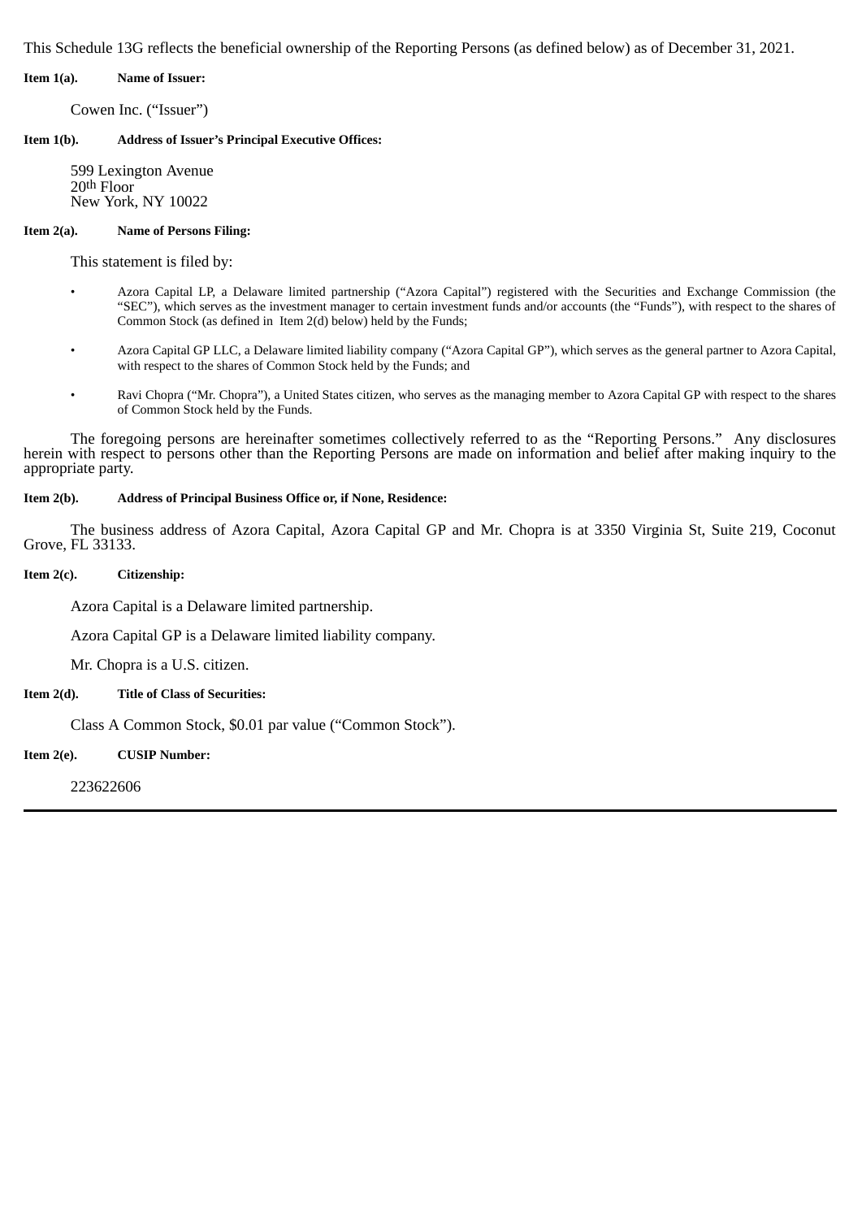This Schedule 13G reflects the beneficial ownership of the Reporting Persons (as defined below) as of December 31, 2021.

**Item 1(a). Name of Issuer:**

Cowen Inc. (“Issuer”)

**Item 1(b). Address of Issuer’s Principal Executive Offices:**

599 Lexington Avenue
20th Floor
New York, NY 10022

**Item 2(a). Name of Persons Filing:**

This statement is filed by:

- Azora Capital LP, a Delaware limited partnership (“Azora Capital”) registered with the Securities and Exchange Commission (the “SEC”), which serves as the investment manager to certain investment funds and/or accounts (the “Funds”), with respect to the shares of Common Stock (as defined in Item 2(d) below) held by the Funds;
- Azora Capital GP LLC, a Delaware limited liability company (“Azora Capital GP”), which serves as the general partner to Azora Capital, with respect to the shares of Common Stock held by the Funds; and
- Ravi Chopra (“Mr. Chopra”), a United States citizen, who serves as the managing member to Azora Capital GP with respect to the shares of Common Stock held by the Funds.

The foregoing persons are hereinafter sometimes collectively referred to as the “Reporting Persons.” Any disclosures herein with respect to persons other than the Reporting Persons are made on information and belief after making inquiry to the appropriate party.

**Item 2(b). Address of Principal Business Office or, if None, Residence:**

The business address of Azora Capital, Azora Capital GP and Mr. Chopra is at 3350 Virginia St, Suite 219, Coconut Grove, FL 33133.

**Item 2(c). Citizenship:**

Azora Capital is a Delaware limited partnership.

Azora Capital GP is a Delaware limited liability company.

Mr. Chopra is a U.S. citizen.

**Item 2(d). Title of Class of Securities:**

Class A Common Stock, $0.01 par value (“Common Stock”).

**Item 2(e). CUSIP Number:**

223622606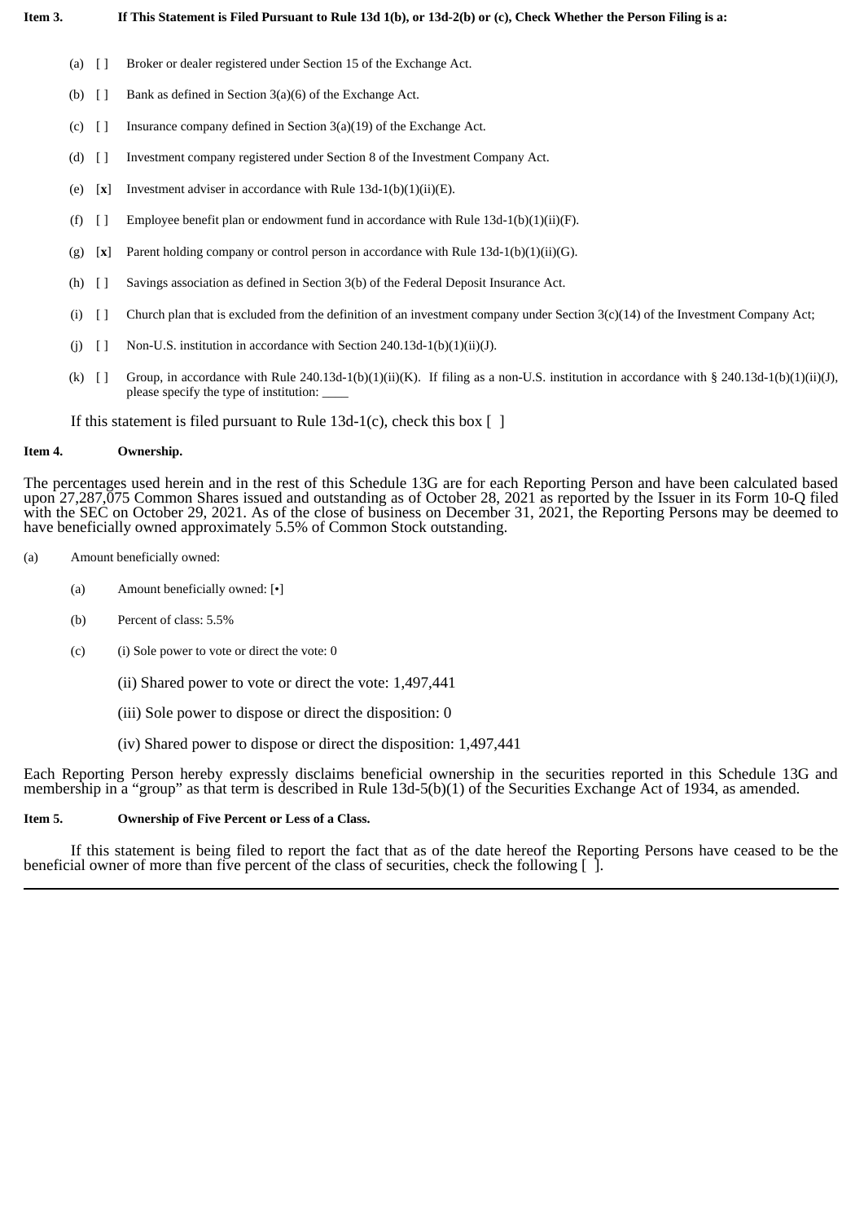**Item 3. If This Statement is Filed Pursuant to Rule 13d 1(b), or 13d-2(b) or (c), Check Whether the Person Filing is a:**

(a) [ ] Broker or dealer registered under Section 15 of the Exchange Act.

(b) [ ] Bank as defined in Section 3(a)(6) of the Exchange Act.

(c) [ ] Insurance company defined in Section 3(a)(19) of the Exchange Act.

(d) [ ] Investment company registered under Section 8 of the Investment Company Act.

(e) [**x**] Investment adviser in accordance with Rule 13d-1(b)(1)(ii)(E).

(f) [ ] Employee benefit plan or endowment fund in accordance with Rule 13d-1(b)(1)(ii)(F).

(g) [**x**] Parent holding company or control person in accordance with Rule 13d-1(b)(1)(ii)(G).

(h) [ ] Savings association as defined in Section 3(b) of the Federal Deposit Insurance Act.

(i) [ ] Church plan that is excluded from the definition of an investment company under Section 3(c)(14) of the Investment Company Act;

(j) [ ] Non-U.S. institution in accordance with Section 240.13d-1(b)(1)(ii)(J).

(k) [ ] Group, in accordance with Rule 240.13d-1(b)(1)(ii)(K). If filing as a non-U.S. institution in accordance with § 240.13d-1(b)(1)(ii)(J), please specify the type of institution: ____

If this statement is filed pursuant to Rule 13d-1(c), check this box [ ]

**Item 4. Ownership.**

The percentages used herein and in the rest of this Schedule 13G are for each Reporting Person and have been calculated based upon 27,287,075 Common Shares issued and outstanding as of October 28, 2021 as reported by the Issuer in its Form 10-Q filed with the SEC on October 29, 2021. As of the close of business on December 31, 2021, the Reporting Persons may be deemed to have beneficially owned approximately 5.5% of Common Stock outstanding.

(a) Amount beneficially owned:

(a) Amount beneficially owned: [•]

(b) Percent of class: 5.5%

(c) (i) Sole power to vote or direct the vote: 0

(ii) Shared power to vote or direct the vote: 1,497,441

(iii) Sole power to dispose or direct the disposition: 0

(iv) Shared power to dispose or direct the disposition: 1,497,441

Each Reporting Person hereby expressly disclaims beneficial ownership in the securities reported in this Schedule 13G and membership in a "group" as that term is described in Rule 13d-5(b)(1) of the Securities Exchange Act of 1934, as amended.

**Item 5. Ownership of Five Percent or Less of a Class.**

If this statement is being filed to report the fact that as of the date hereof the Reporting Persons have ceased to be the beneficial owner of more than five percent of the class of securities, check the following [ ].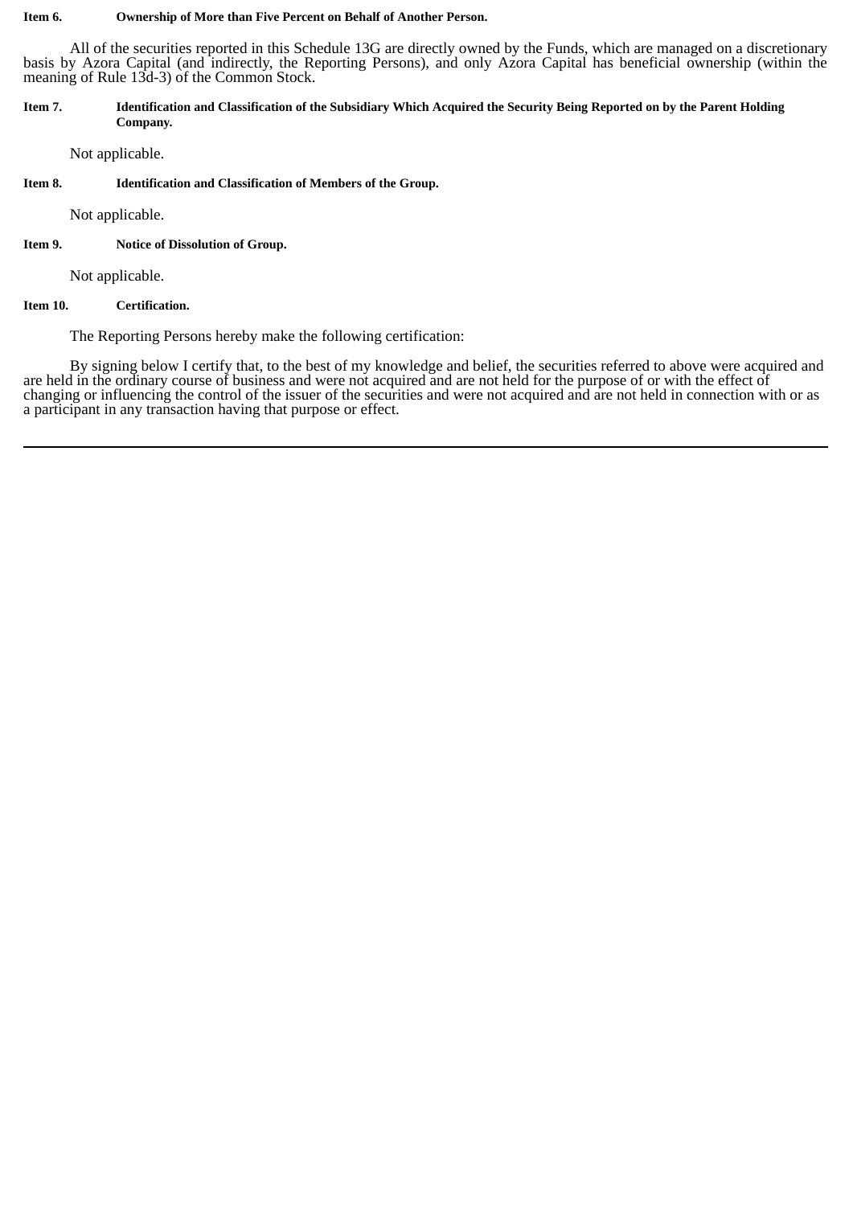**Item 6. Ownership of More than Five Percent on Behalf of Another Person.**

All of the securities reported in this Schedule 13G are directly owned by the Funds, which are managed on a discretionary basis by Azora Capital (and indirectly, the Reporting Persons), and only Azora Capital has beneficial ownership (within the meaning of Rule 13d-3) of the Common Stock.

**Item 7. Identification and Classification of the Subsidiary Which Acquired the Security Being Reported on by the Parent Holding Company.**

Not applicable.

**Item 8. Identification and Classification of Members of the Group.**

Not applicable.

**Item 9. Notice of Dissolution of Group.**

Not applicable.

**Item 10. Certification.**

The Reporting Persons hereby make the following certification:

By signing below I certify that, to the best of my knowledge and belief, the securities referred to above were acquired and are held in the ordinary course of business and were not acquired and are not held for the purpose of or with the effect of changing or influencing the control of the issuer of the securities and were not acquired and are not held in connection with or as a participant in any transaction having that purpose or effect.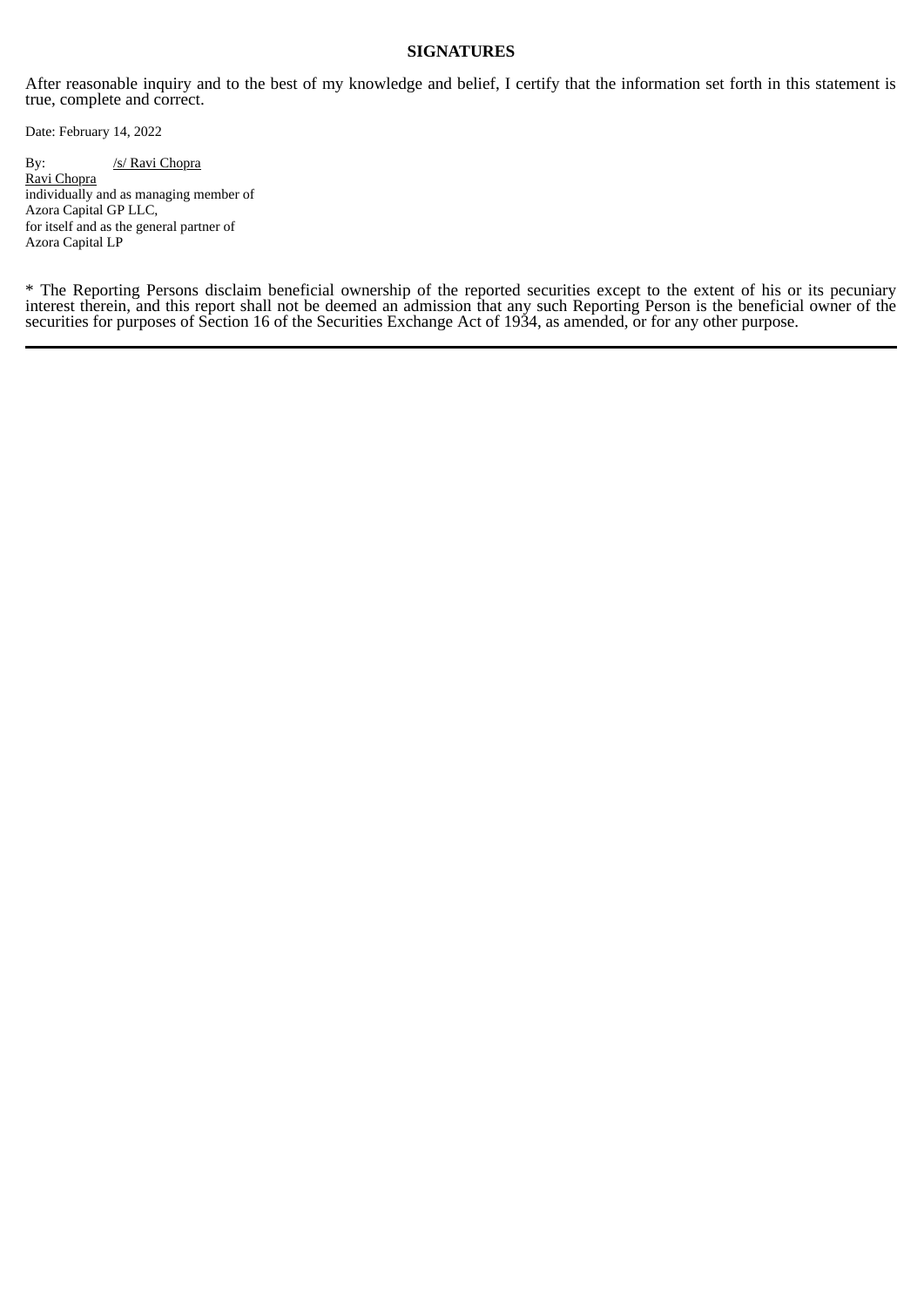**SIGNATURES**

After reasonable inquiry and to the best of my knowledge and belief, I certify that the information set forth in this statement is true, complete and correct.

Date: February 14, 2022

By: /s/ Ravi Chopra
Ravi Chopra
individually and as managing member of
Azora Capital GP LLC,
for itself and as the general partner of
Azora Capital LP

* The Reporting Persons disclaim beneficial ownership of the reported securities except to the extent of his or its pecuniary interest therein, and this report shall not be deemed an admission that any such Reporting Person is the beneficial owner of the securities for purposes of Section 16 of the Securities Exchange Act of 1934, as amended, or for any other purpose.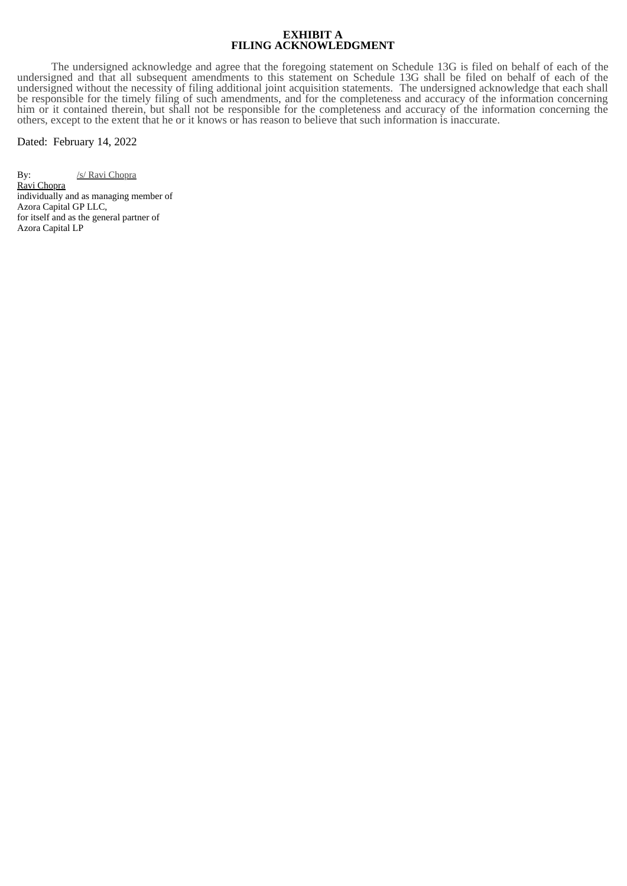**EXHIBIT A**
**FILING ACKNOWLEDGMENT**

The undersigned acknowledge and agree that the foregoing statement on Schedule 13G is filed on behalf of each of the undersigned and that all subsequent amendments to this statement on Schedule 13G shall be filed on behalf of each of the undersigned without the necessity of filing additional joint acquisition statements. The undersigned acknowledge that each shall be responsible for the timely filing of such amendments, and for the completeness and accuracy of the information concerning him or it contained therein, but shall not be responsible for the completeness and accuracy of the information concerning the others, except to the extent that he or it knows or has reason to believe that such information is inaccurate.

Dated: February 14, 2022

By: /s/ Ravi Chopra
Ravi Chopra
individually and as managing member of
Azora Capital GP LLC,
for itself and as the general partner of
Azora Capital LP